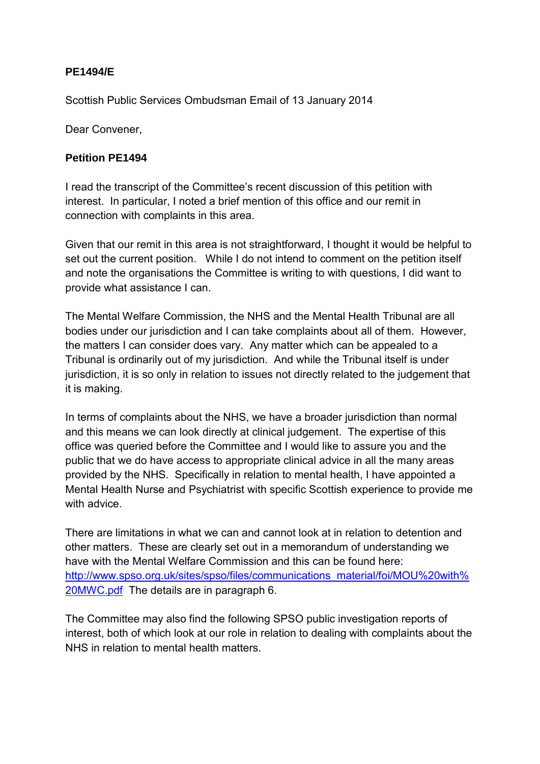**PE1494/E**

Scottish Public Services Ombudsman Email of 13 January 2014

Dear Convener,

**Petition PE1494**

I read the transcript of the Committee's recent discussion of this petition with interest. In particular, I noted a brief mention of this office and our remit in connection with complaints in this area.

Given that our remit in this area is not straightforward, I thought it would be helpful to set out the current position. While I do not intend to comment on the petition itself and note the organisations the Committee is writing to with questions, I did want to provide what assistance I can.

The Mental Welfare Commission, the NHS and the Mental Health Tribunal are all bodies under our jurisdiction and I can take complaints about all of them. However, the matters I can consider does vary. Any matter which can be appealed to a Tribunal is ordinarily out of my jurisdiction. And while the Tribunal itself is under jurisdiction, it is so only in relation to issues not directly related to the judgement that it is making.

In terms of complaints about the NHS, we have a broader jurisdiction than normal and this means we can look directly at clinical judgement. The expertise of this office was queried before the Committee and I would like to assure you and the public that we do have access to appropriate clinical advice in all the many areas provided by the NHS. Specifically in relation to mental health, I have appointed a Mental Health Nurse and Psychiatrist with specific Scottish experience to provide me with advice.

There are limitations in what we can and cannot look at in relation to detention and other matters. These are clearly set out in a memorandum of understanding we have with the Mental Welfare Commission and this can be found here: [http://www.spso.org.uk/sites/spso/files/communications_material/foi/MOU%20with%20MWC.pdf](http://www.spso.org.uk/sites/spso/files/communications_material/foi/MOU%20with%20MWC.pdf) The details are in paragraph 6.

The Committee may also find the following SPSO public investigation reports of interest, both of which look at our role in relation to dealing with complaints about the NHS in relation to mental health matters.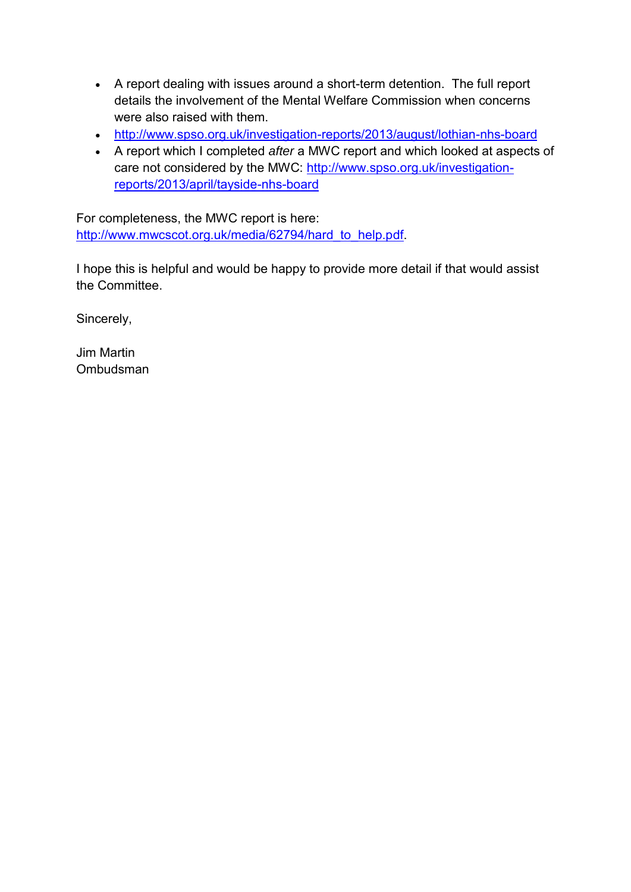- A report dealing with issues around a short-term detention. The full report details the involvement of the Mental Welfare Commission when concerns were also raised with them.
- http://www.spso.org.uk/investigation-reports/2013/august/lothian-nhs-board
- A report which I completed *after* a MWC report and which looked at aspects of care not considered by the MWC: http://www.spso.org.uk/investigation-reports/2013/april/tayside-nhs-board

For completeness, the MWC report is here: http://www.mwcscot.org.uk/media/62794/hard_to_help.pdf.

I hope this is helpful and would be happy to provide more detail if that would assist the Committee.

Sincerely,

Jim Martin
Ombudsman